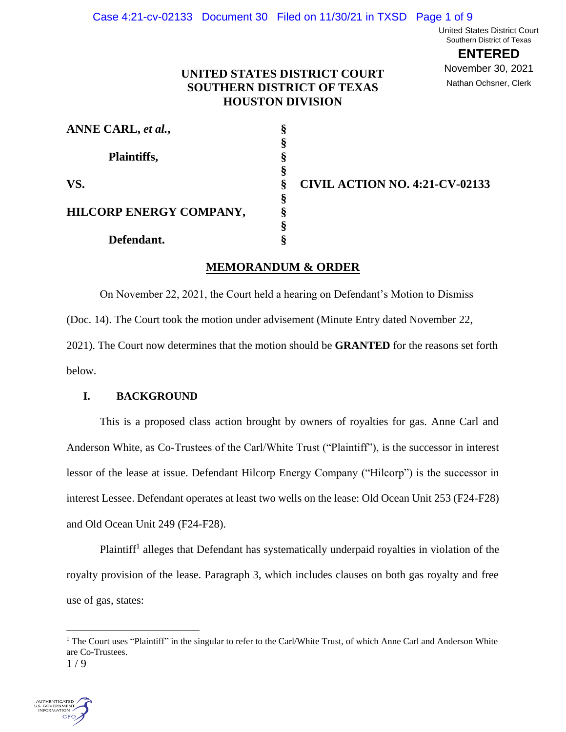United States District Court
Southern District of Texas

**ENTERED**

November 30, 2021

Nathan Ochsner, Clerk

**UNITED STATES DISTRICT COURT**
**SOUTHERN DISTRICT OF TEXAS**
**HOUSTON DIVISION**

| | | |
|---|---|---|
| **ANNE CARL, *et al.*,** | § | |
| | § | |
| **Plaintiffs,** | § | |
| | § | |
| **VS.** | § | **CIVIL ACTION NO. 4:21-CV-02133** |
| | § | |
| **HILCORP ENERGY COMPANY,** | § | |
| | § | |
| **Defendant.** | § | |

## MEMORANDUM & ORDER

On November 22, 2021, the Court held a hearing on Defendant's Motion to Dismiss (Doc. 14). The Court took the motion under advisement (Minute Entry dated November 22, 2021). The Court now determines that the motion should be **GRANTED** for the reasons set forth below.

### I. BACKGROUND

This is a proposed class action brought by owners of royalties for gas. Anne Carl and Anderson White, as Co-Trustees of the Carl/White Trust ("Plaintiff"), is the successor in interest lessor of the lease at issue. Defendant Hilcorp Energy Company ("Hilcorp") is the successor in interest Lessee. Defendant operates at least two wells on the lease: Old Ocean Unit 253 (F24-F28) and Old Ocean Unit 249 (F24-F28).

Plaintiff[1] alleges that Defendant has systematically underpaid royalties in violation of the royalty provision of the lease. Paragraph 3, which includes clauses on both gas royalty and free use of gas, states:

[1] The Court uses "Plaintiff" in the singular to refer to the Carl/White Trust, of which Anne Carl and Anderson White are Co-Trustees.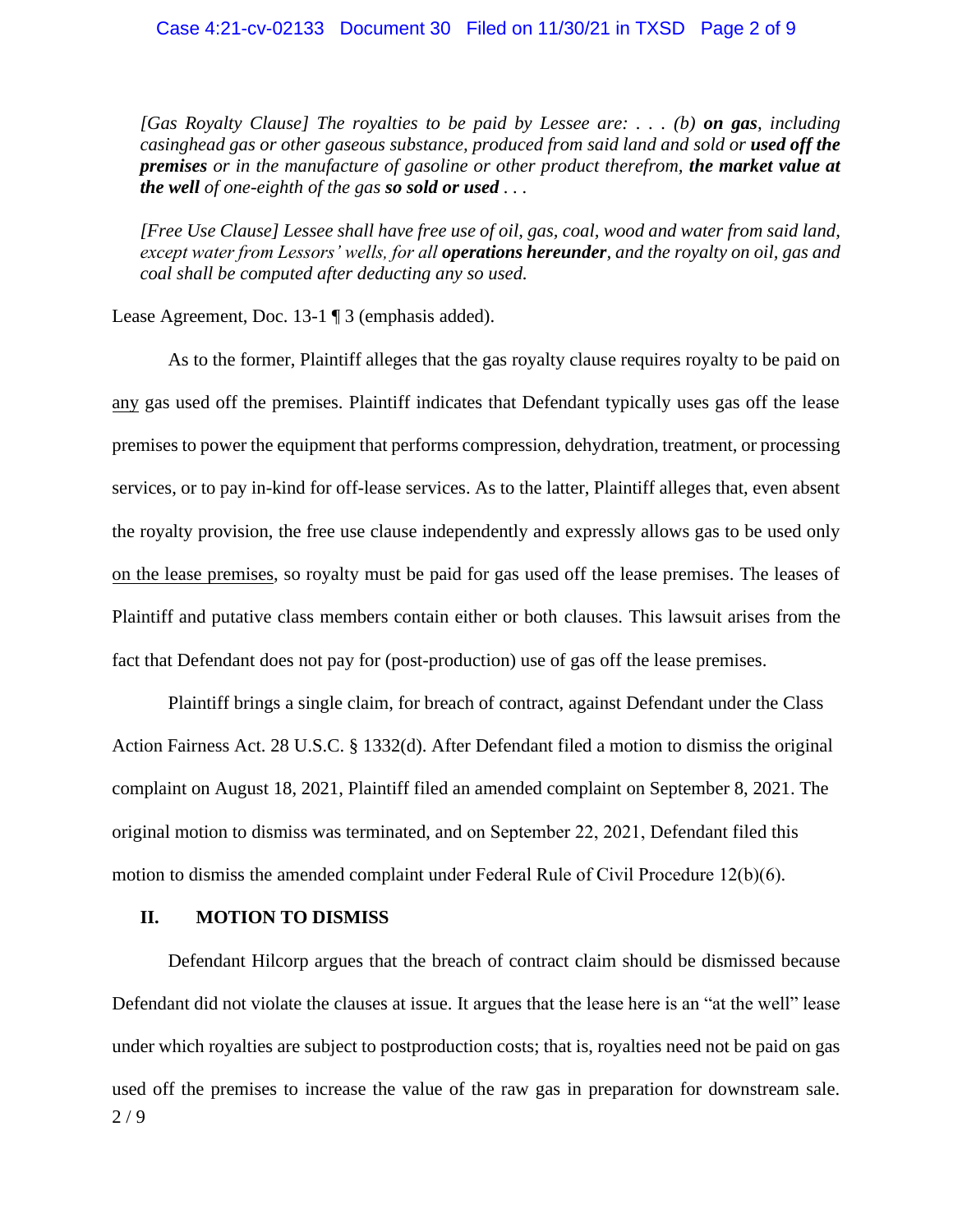*[Gas Royalty Clause] The royalties to be paid by Lessee are: . . . (b)* ***on gas****, including casinghead gas or other gaseous substance, produced from said land and sold or* ***used off the premises*** *or in the manufacture of gasoline or other product therefrom,* ***the market value at the well*** *of one-eighth of the gas* ***so sold or used*** *. . .*

*[Free Use Clause] Lessee shall have free use of oil, gas, coal, wood and water from said land, except water from Lessors' wells, for all* ***operations hereunder****, and the royalty on oil, gas and coal shall be computed after deducting any so used.*

Lease Agreement, Doc. 13-1 ¶ 3 (emphasis added).

As to the former, Plaintiff alleges that the gas royalty clause requires royalty to be paid on <u>any</u> gas used off the premises. Plaintiff indicates that Defendant typically uses gas off the lease premises to power the equipment that performs compression, dehydration, treatment, or processing services, or to pay in-kind for off-lease services. As to the latter, Plaintiff alleges that, even absent the royalty provision, the free use clause independently and expressly allows gas to be used only <u>on the lease premises</u>, so royalty must be paid for gas used off the lease premises. The leases of Plaintiff and putative class members contain either or both clauses. This lawsuit arises from the fact that Defendant does not pay for (post-production) use of gas off the lease premises.

Plaintiff brings a single claim, for breach of contract, against Defendant under the Class Action Fairness Act. 28 U.S.C. § 1332(d). After Defendant filed a motion to dismiss the original complaint on August 18, 2021, Plaintiff filed an amended complaint on September 8, 2021. The original motion to dismiss was terminated, and on September 22, 2021, Defendant filed this motion to dismiss the amended complaint under Federal Rule of Civil Procedure 12(b)(6).

## II. MOTION TO DISMISS

Defendant Hilcorp argues that the breach of contract claim should be dismissed because Defendant did not violate the clauses at issue. It argues that the lease here is an "at the well" lease under which royalties are subject to postproduction costs; that is, royalties need not be paid on gas used off the premises to increase the value of the raw gas in preparation for downstream sale.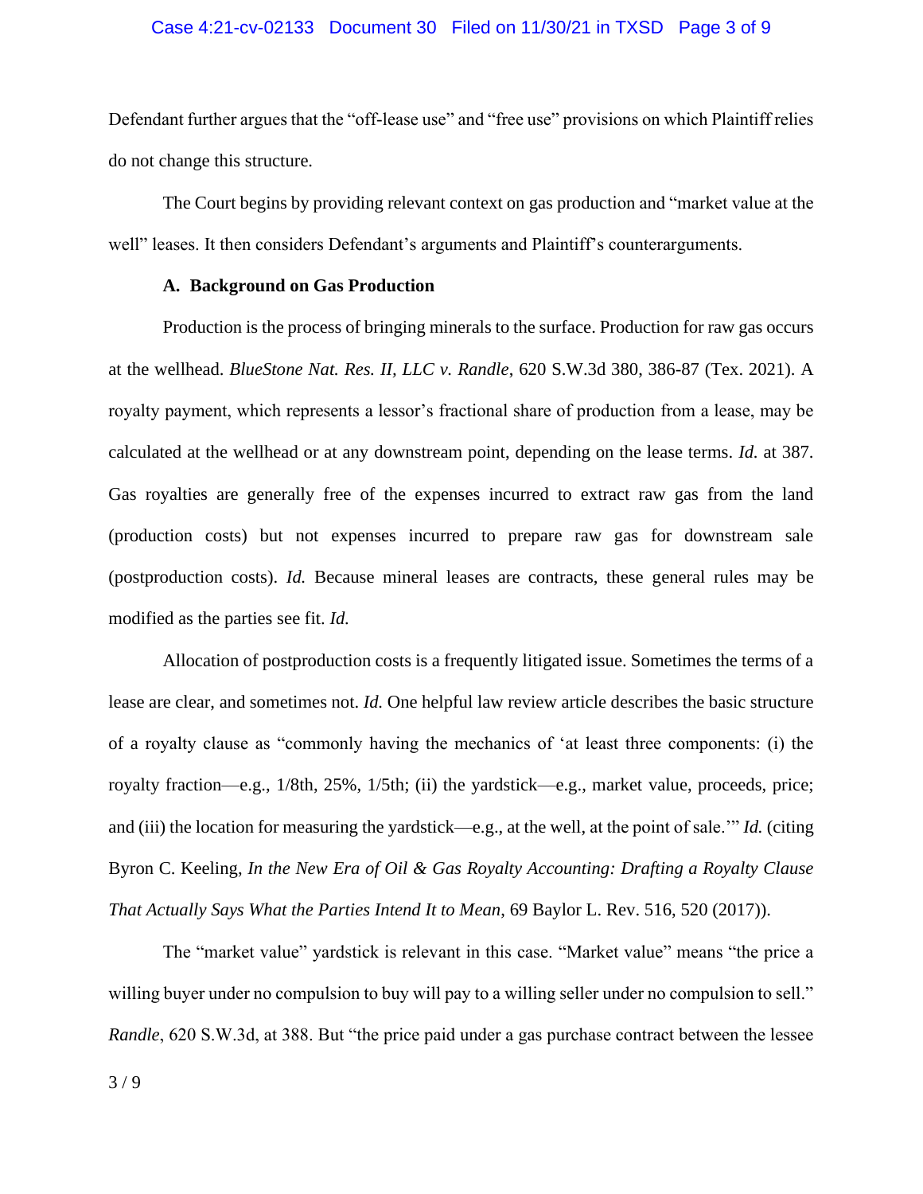Defendant further argues that the "off-lease use" and "free use" provisions on which Plaintiff relies do not change this structure.

The Court begins by providing relevant context on gas production and "market value at the well" leases. It then considers Defendant's arguments and Plaintiff's counterarguments.

### A. Background on Gas Production

Production is the process of bringing minerals to the surface. Production for raw gas occurs at the wellhead. *BlueStone Nat. Res. II, LLC v. Randle*, 620 S.W.3d 380, 386-87 (Tex. 2021). A royalty payment, which represents a lessor's fractional share of production from a lease, may be calculated at the wellhead or at any downstream point, depending on the lease terms. *Id.* at 387. Gas royalties are generally free of the expenses incurred to extract raw gas from the land (production costs) but not expenses incurred to prepare raw gas for downstream sale (postproduction costs). *Id.* Because mineral leases are contracts, these general rules may be modified as the parties see fit. *Id.*

Allocation of postproduction costs is a frequently litigated issue. Sometimes the terms of a lease are clear, and sometimes not. *Id.* One helpful law review article describes the basic structure of a royalty clause as "commonly having the mechanics of 'at least three components: (i) the royalty fraction—e.g., 1/8th, 25%, 1/5th; (ii) the yardstick—e.g., market value, proceeds, price; and (iii) the location for measuring the yardstick—e.g., at the well, at the point of sale.'" *Id.* (citing Byron C. Keeling, *In the New Era of Oil & Gas Royalty Accounting: Drafting a Royalty Clause That Actually Says What the Parties Intend It to Mean*, 69 Baylor L. Rev. 516, 520 (2017)).

The "market value" yardstick is relevant in this case. "Market value" means "the price a willing buyer under no compulsion to buy will pay to a willing seller under no compulsion to sell." *Randle*, 620 S.W.3d, at 388. But "the price paid under a gas purchase contract between the lessee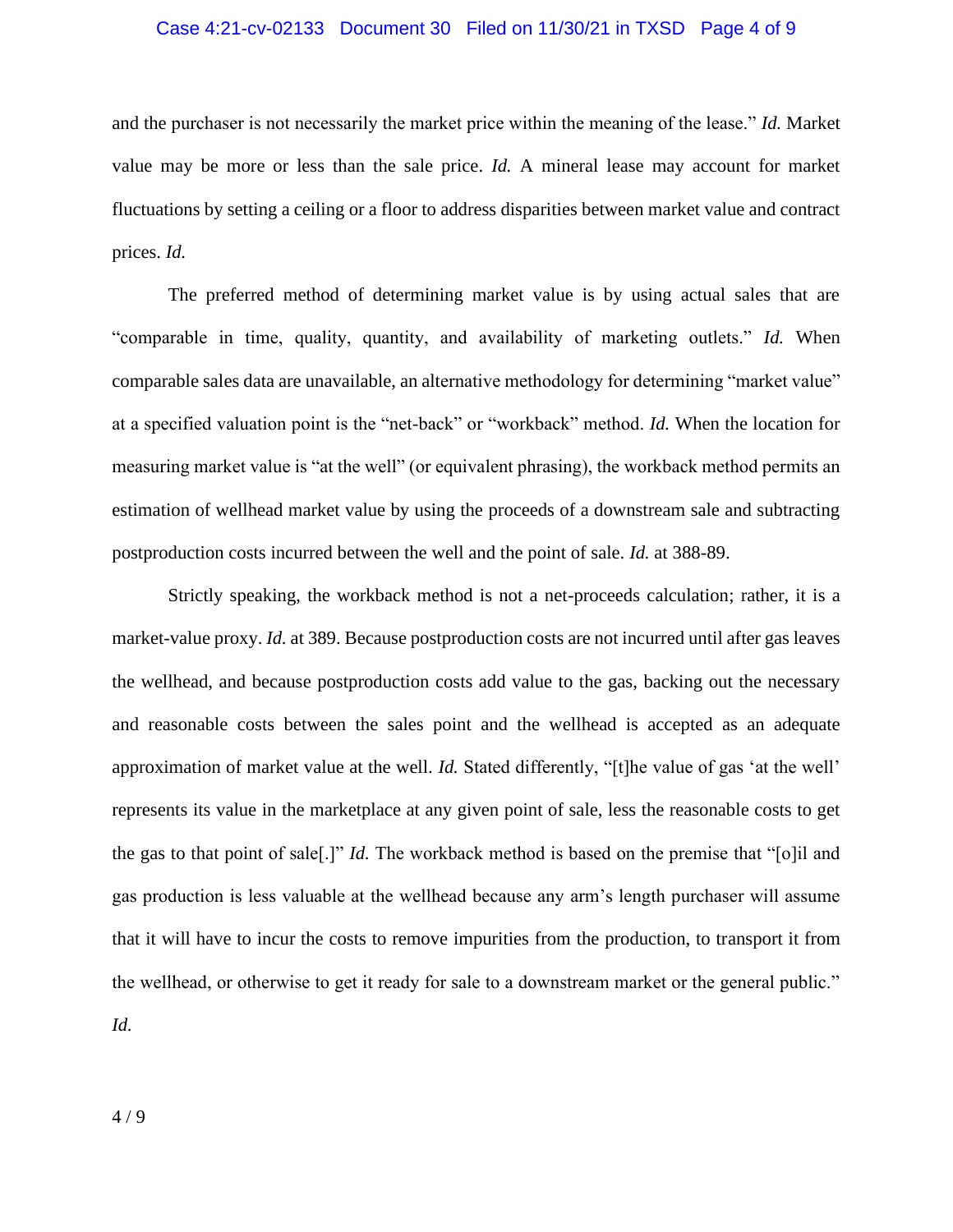and the purchaser is not necessarily the market price within the meaning of the lease." *Id.* Market value may be more or less than the sale price. *Id.* A mineral lease may account for market fluctuations by setting a ceiling or a floor to address disparities between market value and contract prices. *Id.*

The preferred method of determining market value is by using actual sales that are "comparable in time, quality, quantity, and availability of marketing outlets." *Id.* When comparable sales data are unavailable, an alternative methodology for determining "market value" at a specified valuation point is the "net-back" or "workback" method. *Id.* When the location for measuring market value is "at the well" (or equivalent phrasing), the workback method permits an estimation of wellhead market value by using the proceeds of a downstream sale and subtracting postproduction costs incurred between the well and the point of sale. *Id.* at 388-89.

Strictly speaking, the workback method is not a net-proceeds calculation; rather, it is a market-value proxy. *Id.* at 389. Because postproduction costs are not incurred until after gas leaves the wellhead, and because postproduction costs add value to the gas, backing out the necessary and reasonable costs between the sales point and the wellhead is accepted as an adequate approximation of market value at the well. *Id.* Stated differently, "[t]he value of gas 'at the well' represents its value in the marketplace at any given point of sale, less the reasonable costs to get the gas to that point of sale[.]" *Id.* The workback method is based on the premise that "[o]il and gas production is less valuable at the wellhead because any arm's length purchaser will assume that it will have to incur the costs to remove impurities from the production, to transport it from the wellhead, or otherwise to get it ready for sale to a downstream market or the general public." *Id.*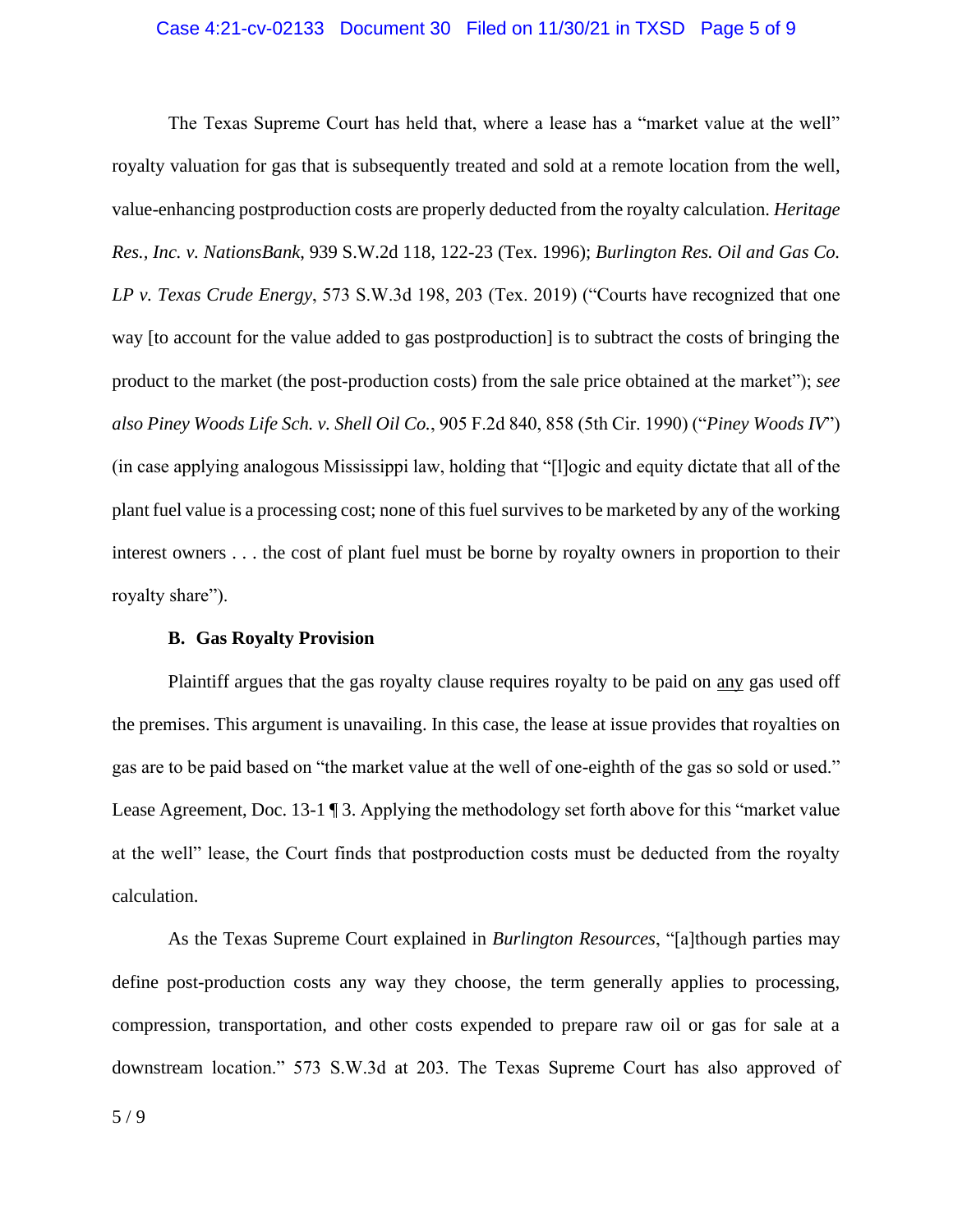The Texas Supreme Court has held that, where a lease has a "market value at the well" royalty valuation for gas that is subsequently treated and sold at a remote location from the well, value-enhancing postproduction costs are properly deducted from the royalty calculation. *Heritage Res., Inc. v. NationsBank*, 939 S.W.2d 118, 122-23 (Tex. 1996); *Burlington Res. Oil and Gas Co. LP v. Texas Crude Energy*, 573 S.W.3d 198, 203 (Tex. 2019) ("Courts have recognized that one way [to account for the value added to gas postproduction] is to subtract the costs of bringing the product to the market (the post-production costs) from the sale price obtained at the market"); *see also Piney Woods Life Sch. v. Shell Oil Co.*, 905 F.2d 840, 858 (5th Cir. 1990) ("*Piney Woods IV*") (in case applying analogous Mississippi law, holding that "[l]ogic and equity dictate that all of the plant fuel value is a processing cost; none of this fuel survives to be marketed by any of the working interest owners . . . the cost of plant fuel must be borne by royalty owners in proportion to their royalty share").

### B. Gas Royalty Provision

Plaintiff argues that the gas royalty clause requires royalty to be paid on <u>any</u> gas used off the premises. This argument is unavailing. In this case, the lease at issue provides that royalties on gas are to be paid based on "the market value at the well of one-eighth of the gas so sold or used." Lease Agreement, Doc. 13-1 ¶ 3. Applying the methodology set forth above for this "market value at the well" lease, the Court finds that postproduction costs must be deducted from the royalty calculation.

As the Texas Supreme Court explained in *Burlington Resources*, "[a]though parties may define post-production costs any way they choose, the term generally applies to processing, compression, transportation, and other costs expended to prepare raw oil or gas for sale at a downstream location." 573 S.W.3d at 203. The Texas Supreme Court has also approved of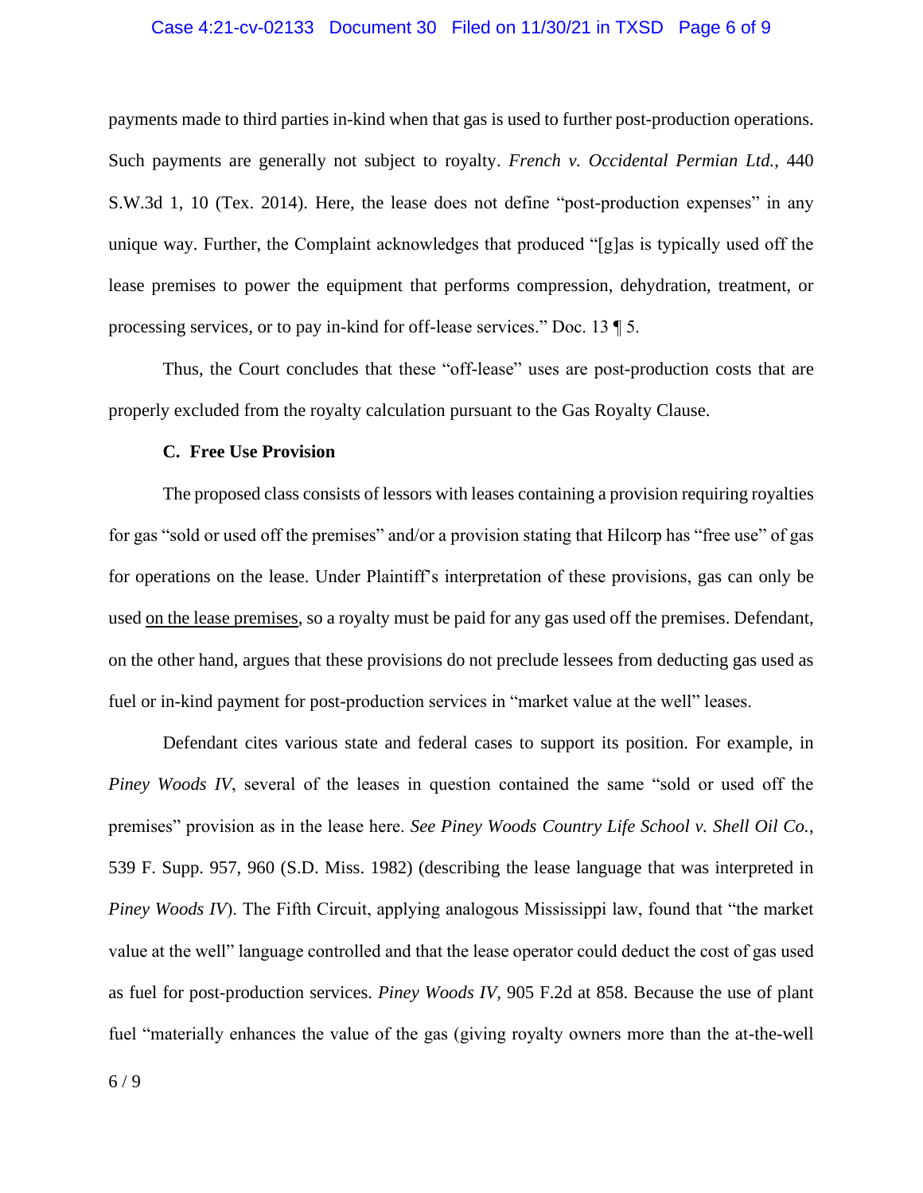payments made to third parties in-kind when that gas is used to further post-production operations. Such payments are generally not subject to royalty. *French v. Occidental Permian Ltd.*, 440 S.W.3d 1, 10 (Tex. 2014). Here, the lease does not define "post-production expenses" in any unique way. Further, the Complaint acknowledges that produced "[g]as is typically used off the lease premises to power the equipment that performs compression, dehydration, treatment, or processing services, or to pay in-kind for off-lease services." Doc. 13 ¶ 5.

Thus, the Court concludes that these "off-lease" uses are post-production costs that are properly excluded from the royalty calculation pursuant to the Gas Royalty Clause.

**C. Free Use Provision**

The proposed class consists of lessors with leases containing a provision requiring royalties for gas "sold or used off the premises" and/or a provision stating that Hilcorp has "free use" of gas for operations on the lease. Under Plaintiff's interpretation of these provisions, gas can only be used <u>on the lease premises</u>, so a royalty must be paid for any gas used off the premises. Defendant, on the other hand, argues that these provisions do not preclude lessees from deducting gas used as fuel or in-kind payment for post-production services in "market value at the well" leases.

Defendant cites various state and federal cases to support its position. For example, in *Piney Woods IV*, several of the leases in question contained the same "sold or used off the premises" provision as in the lease here. *See Piney Woods Country Life School v. Shell Oil Co.*, 539 F. Supp. 957, 960 (S.D. Miss. 1982) (describing the lease language that was interpreted in *Piney Woods IV*). The Fifth Circuit, applying analogous Mississippi law, found that "the market value at the well" language controlled and that the lease operator could deduct the cost of gas used as fuel for post-production services. *Piney Woods IV*, 905 F.2d at 858. Because the use of plant fuel "materially enhances the value of the gas (giving royalty owners more than the at-the-well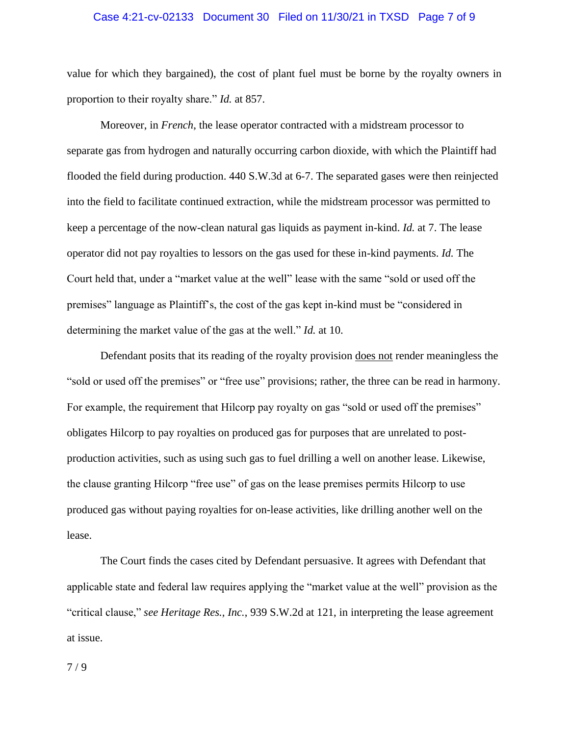value for which they bargained), the cost of plant fuel must be borne by the royalty owners in proportion to their royalty share." *Id.* at 857.

Moreover, in *French*, the lease operator contracted with a midstream processor to separate gas from hydrogen and naturally occurring carbon dioxide, with which the Plaintiff had flooded the field during production. 440 S.W.3d at 6-7. The separated gases were then reinjected into the field to facilitate continued extraction, while the midstream processor was permitted to keep a percentage of the now-clean natural gas liquids as payment in-kind. *Id.* at 7. The lease operator did not pay royalties to lessors on the gas used for these in-kind payments. *Id.* The Court held that, under a "market value at the well" lease with the same "sold or used off the premises" language as Plaintiff's, the cost of the gas kept in-kind must be "considered in determining the market value of the gas at the well." *Id.* at 10.

Defendant posits that its reading of the royalty provision <u>does not</u> render meaningless the "sold or used off the premises" or "free use" provisions; rather, the three can be read in harmony. For example, the requirement that Hilcorp pay royalty on gas "sold or used off the premises" obligates Hilcorp to pay royalties on produced gas for purposes that are unrelated to post-production activities, such as using such gas to fuel drilling a well on another lease. Likewise, the clause granting Hilcorp "free use" of gas on the lease premises permits Hilcorp to use produced gas without paying royalties for on-lease activities, like drilling another well on the lease.

The Court finds the cases cited by Defendant persuasive. It agrees with Defendant that applicable state and federal law requires applying the "market value at the well" provision as the "critical clause," *see Heritage Res., Inc.*, 939 S.W.2d at 121, in interpreting the lease agreement at issue.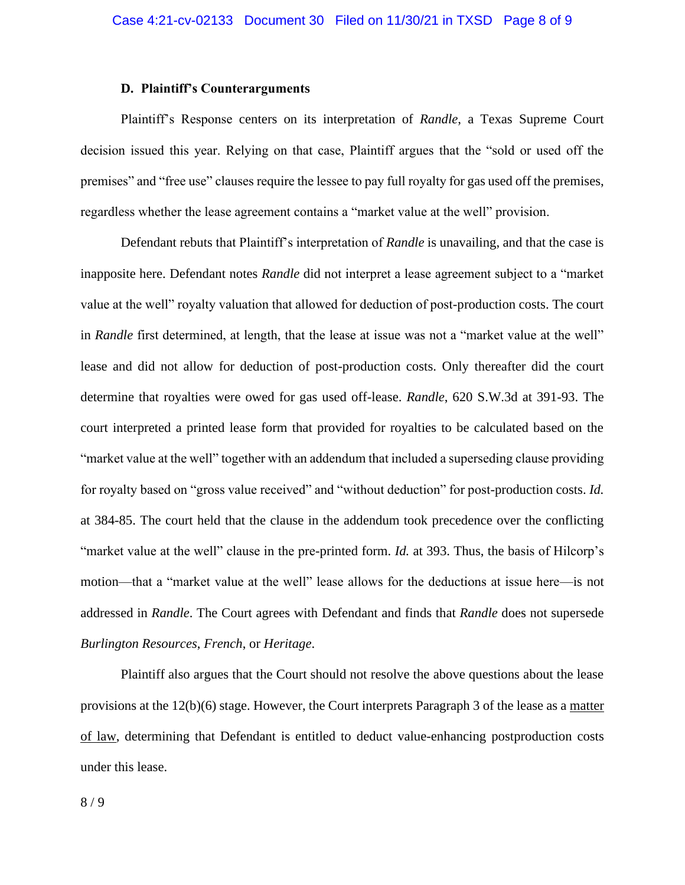### D. Plaintiff's Counterarguments

Plaintiff's Response centers on its interpretation of *Randle*, a Texas Supreme Court decision issued this year. Relying on that case, Plaintiff argues that the "sold or used off the premises" and "free use" clauses require the lessee to pay full royalty for gas used off the premises, regardless whether the lease agreement contains a "market value at the well" provision.

Defendant rebuts that Plaintiff's interpretation of *Randle* is unavailing, and that the case is inapposite here. Defendant notes *Randle* did not interpret a lease agreement subject to a "market value at the well" royalty valuation that allowed for deduction of post-production costs. The court in *Randle* first determined, at length, that the lease at issue was not a "market value at the well" lease and did not allow for deduction of post-production costs. Only thereafter did the court determine that royalties were owed for gas used off-lease. *Randle*, 620 S.W.3d at 391-93. The court interpreted a printed lease form that provided for royalties to be calculated based on the "market value at the well" together with an addendum that included a superseding clause providing for royalty based on "gross value received" and "without deduction" for post-production costs. *Id.* at 384-85. The court held that the clause in the addendum took precedence over the conflicting "market value at the well" clause in the pre-printed form. *Id.* at 393. Thus, the basis of Hilcorp's motion—that a "market value at the well" lease allows for the deductions at issue here—is not addressed in *Randle*. The Court agrees with Defendant and finds that *Randle* does not supersede *Burlington Resources*, *French*, or *Heritage*.

Plaintiff also argues that the Court should not resolve the above questions about the lease provisions at the 12(b)(6) stage. However, the Court interprets Paragraph 3 of the lease as a <u>matter of law</u>, determining that Defendant is entitled to deduct value-enhancing postproduction costs under this lease.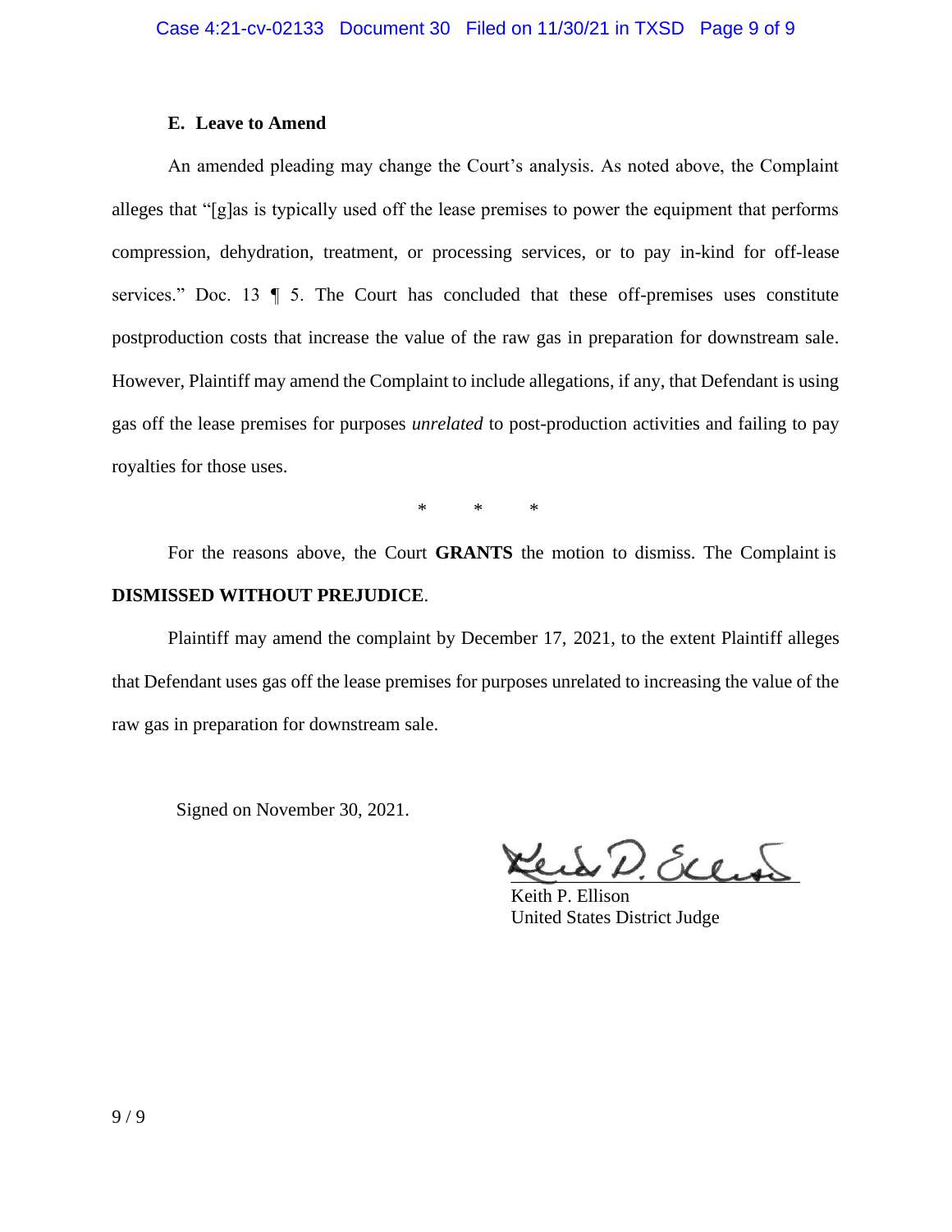### E. Leave to Amend

An amended pleading may change the Court's analysis. As noted above, the Complaint alleges that "[g]as is typically used off the lease premises to power the equipment that performs compression, dehydration, treatment, or processing services, or to pay in-kind for off-lease services." Doc. 13 ¶ 5. The Court has concluded that these off-premises uses constitute postproduction costs that increase the value of the raw gas in preparation for downstream sale. However, Plaintiff may amend the Complaint to include allegations, if any, that Defendant is using gas off the lease premises for purposes *unrelated* to post-production activities and failing to pay royalties for those uses.

\* \* \*

For the reasons above, the Court **GRANTS** the motion to dismiss. The Complaint is **DISMISSED WITHOUT PREJUDICE**.

Plaintiff may amend the complaint by December 17, 2021, to the extent Plaintiff alleges that Defendant uses gas off the lease premises for purposes unrelated to increasing the value of the raw gas in preparation for downstream sale.

Signed on November 30, 2021.

Keith P. Ellison
United States District Judge